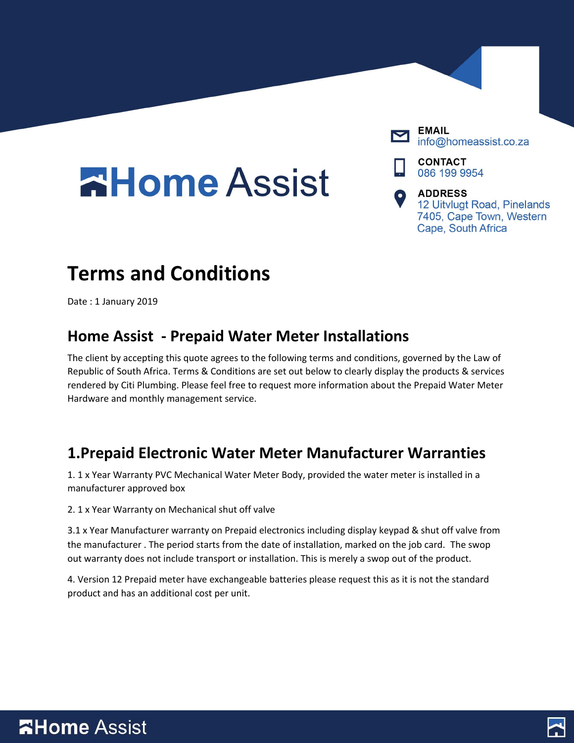# Home Assist

**EMAIL**
info@homeassist.co.za

**CONTACT**
086 199 9954

**ADDRESS**
12 Uitvlugt Road, Pinelands 7405, Cape Town, Western Cape, South Africa

# Terms and Conditions

Date : 1 January 2019

## Home Assist - Prepaid Water Meter Installations

The client by accepting this quote agrees to the following terms and conditions, governed by the Law of Republic of South Africa. Terms & Conditions are set out below to clearly display the products & services rendered by Citi Plumbing. Please feel free to request more information about the Prepaid Water Meter Hardware and monthly management service.

## 1.Prepaid Electronic Water Meter Manufacturer Warranties

1. 1 x Year Warranty PVC Mechanical Water Meter Body, provided the water meter is installed in a manufacturer approved box

2. 1 x Year Warranty on Mechanical shut off valve

3.1 x Year Manufacturer warranty on Prepaid electronics including display keypad & shut off valve from the manufacturer . The period starts from the date of installation, marked on the job card. The swop out warranty does not include transport or installation. This is merely a swop out of the product.

4. Version 12 Prepaid meter have exchangeable batteries please request this as it is not the standard product and has an additional cost per unit.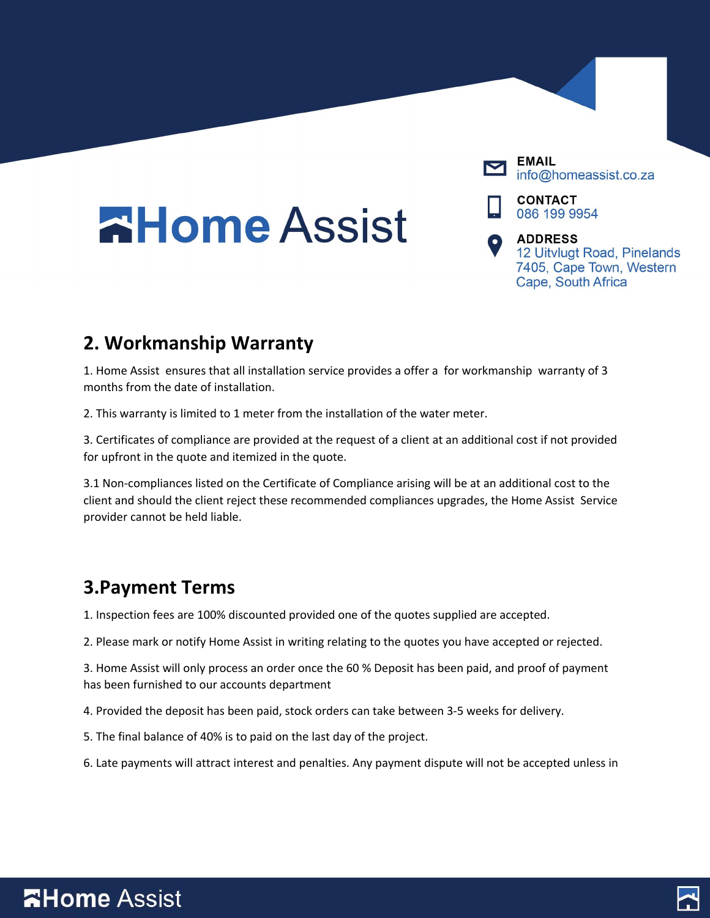# Home Assist

**EMAIL**
info@homeassist.co.za

**CONTACT**
086 199 9954

**ADDRESS**
12 Uitvlugt Road, Pinelands 7405, Cape Town, Western Cape, South Africa

## 2. Workmanship Warranty

1. Home Assist ensures that all installation service provides a offer a for workmanship warranty of 3 months from the date of installation.

2. This warranty is limited to 1 meter from the installation of the water meter.

3. Certificates of compliance are provided at the request of a client at an additional cost if not provided for upfront in the quote and itemized in the quote.

3.1 Non-compliances listed on the Certificate of Compliance arising will be at an additional cost to the client and should the client reject these recommended compliances upgrades, the Home Assist Service provider cannot be held liable.

## 3.Payment Terms

1. Inspection fees are 100% discounted provided one of the quotes supplied are accepted.

2. Please mark or notify Home Assist in writing relating to the quotes you have accepted or rejected.

3. Home Assist will only process an order once the 60 % Deposit has been paid, and proof of payment has been furnished to our accounts department

4. Provided the deposit has been paid, stock orders can take between 3-5 weeks for delivery.

5. The final balance of 40% is to paid on the last day of the project.

6. Late payments will attract interest and penalties. Any payment dispute will not be accepted unless in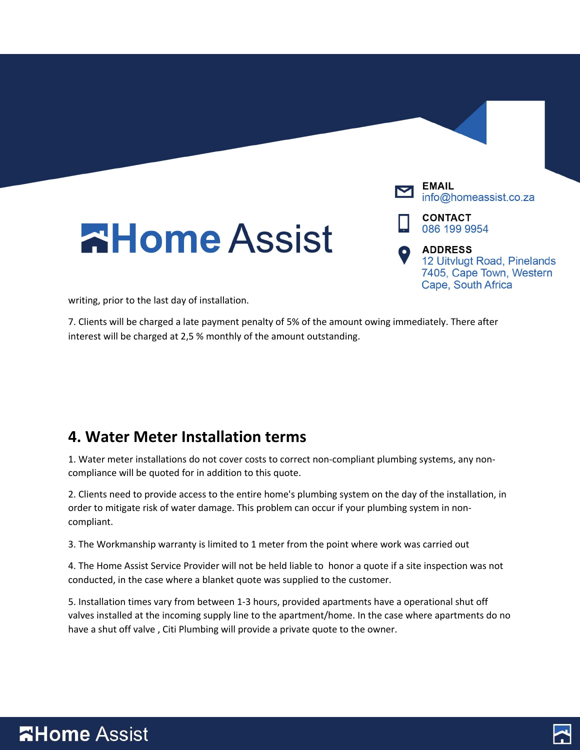writing, prior to the last day of installation.

7. Clients will be charged a late payment penalty of 5% of the amount owing immediately. There after interest will be charged at 2,5 % monthly of the amount outstanding.

## 4. Water Meter Installation terms

1. Water meter installations do not cover costs to correct non-compliant plumbing systems, any non-compliance will be quoted for in addition to this quote.

2. Clients need to provide access to the entire home's plumbing system on the day of the installation, in order to mitigate risk of water damage. This problem can occur if your plumbing system in non-compliant.

3. The Workmanship warranty is limited to 1 meter from the point where work was carried out

4. The Home Assist Service Provider will not be held liable to honor a quote if a site inspection was not conducted, in the case where a blanket quote was supplied to the customer.

5. Installation times vary from between 1-3 hours, provided apartments have a operational shut off valves installed at the incoming supply line to the apartment/home. In the case where apartments do no have a shut off valve , Citi Plumbing will provide a private quote to the owner.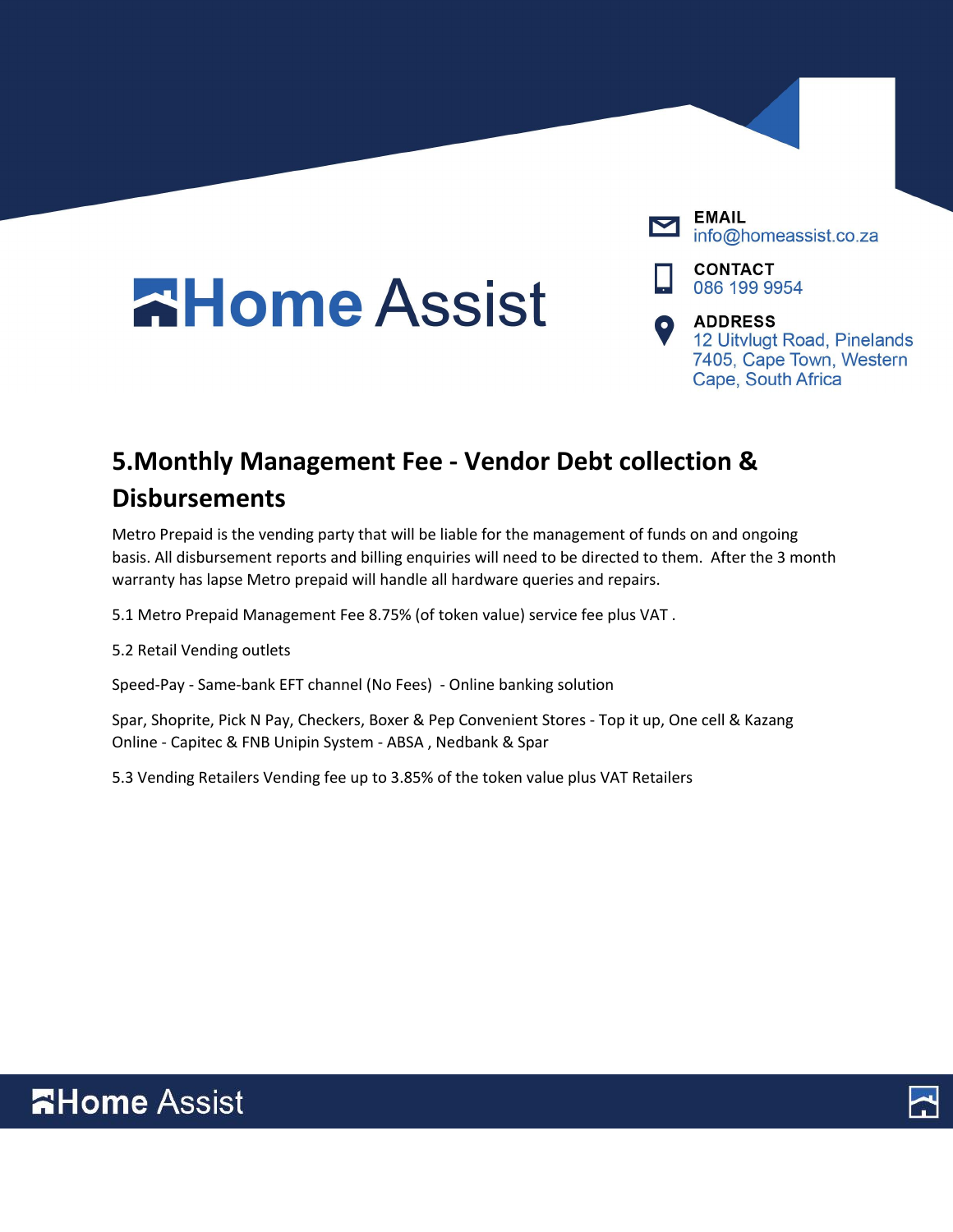# Home Assist

**EMAIL**
info@homeassist.co.za

**CONTACT**
086 199 9954

**ADDRESS**
12 Uitvlugt Road, Pinelands 7405, Cape Town, Western Cape, South Africa

## 5.Monthly Management Fee - Vendor Debt collection & Disbursements

Metro Prepaid is the vending party that will be liable for the management of funds on and ongoing basis. All disbursement reports and billing enquiries will need to be directed to them. After the 3 month warranty has lapse Metro prepaid will handle all hardware queries and repairs.

5.1 Metro Prepaid Management Fee 8.75% (of token value) service fee plus VAT .

5.2 Retail Vending outlets

Speed-Pay - Same-bank EFT channel (No Fees) - Online banking solution

Spar, Shoprite, Pick N Pay, Checkers, Boxer & Pep Convenient Stores - Top it up, One cell & Kazang Online - Capitec & FNB Unipin System - ABSA , Nedbank & Spar

5.3 Vending Retailers Vending fee up to 3.85% of the token value plus VAT Retailers